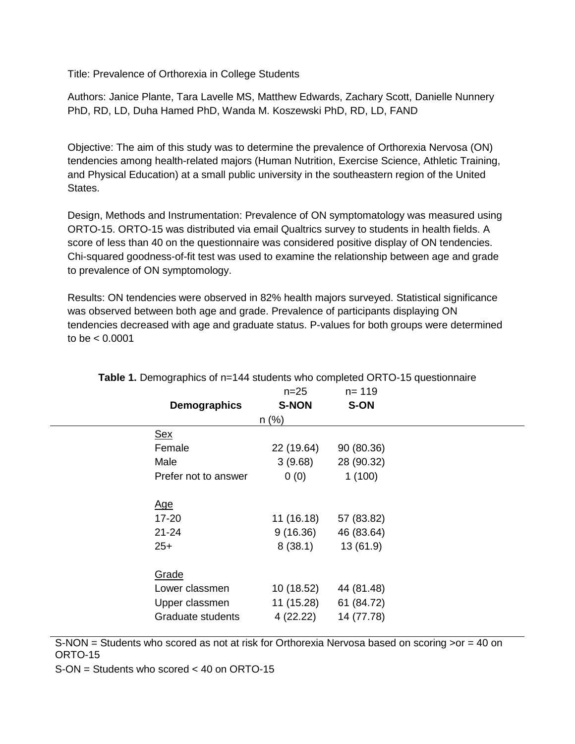Title: Prevalence of Orthorexia in College Students

Authors: Janice Plante, Tara Lavelle MS, Matthew Edwards, Zachary Scott, Danielle Nunnery PhD, RD, LD, Duha Hamed PhD, Wanda M. Koszewski PhD, RD, LD, FAND

Objective: The aim of this study was to determine the prevalence of Orthorexia Nervosa (ON) tendencies among health-related majors (Human Nutrition, Exercise Science, Athletic Training, and Physical Education) at a small public university in the southeastern region of the United States.

Design, Methods and Instrumentation: Prevalence of ON symptomatology was measured using ORTO-15. ORTO-15 was distributed via email Qualtrics survey to students in health fields. A score of less than 40 on the questionnaire was considered positive display of ON tendencies. Chi-squared goodness-of-fit test was used to examine the relationship between age and grade to prevalence of ON symptomology.

Results: ON tendencies were observed in 82% health majors surveyed. Statistical significance was observed between both age and grade. Prevalence of participants displaying ON tendencies decreased with age and graduate status. P-values for both groups were determined to be < 0.0001

**Table 1.** Demographics of n=144 students who completed ORTO-15 questionnaire

| Demographics | n=25<br>**S-NON** | n= 119<br>**S-ON** |
|---|---|---|
| | n (%) | |
| <u>Sex</u> | | |
| Female | 22 (19.64) | 90 (80.36) |
| Male | 3 (9.68) | 28 (90.32) |
| Prefer not to answer | 0 (0) | 1 (100) |
| <u>Age</u> | | |
| 17-20 | 11 (16.18) | 57 (83.82) |
| 21-24 | 9 (16.36) | 46 (83.64) |
| 25+ | 8 (38.1) | 13 (61.9) |
| <u>Grade</u> | | |
| Lower classmen | 10 (18.52) | 44 (81.48) |
| Upper classmen | 11 (15.28) | 61 (84.72) |
| Graduate students | 4 (22.22) | 14 (77.78) |

S-NON = Students who scored as not at risk for Orthorexia Nervosa based on scoring >or = 40 on ORTO-15

S-ON = Students who scored < 40 on ORTO-15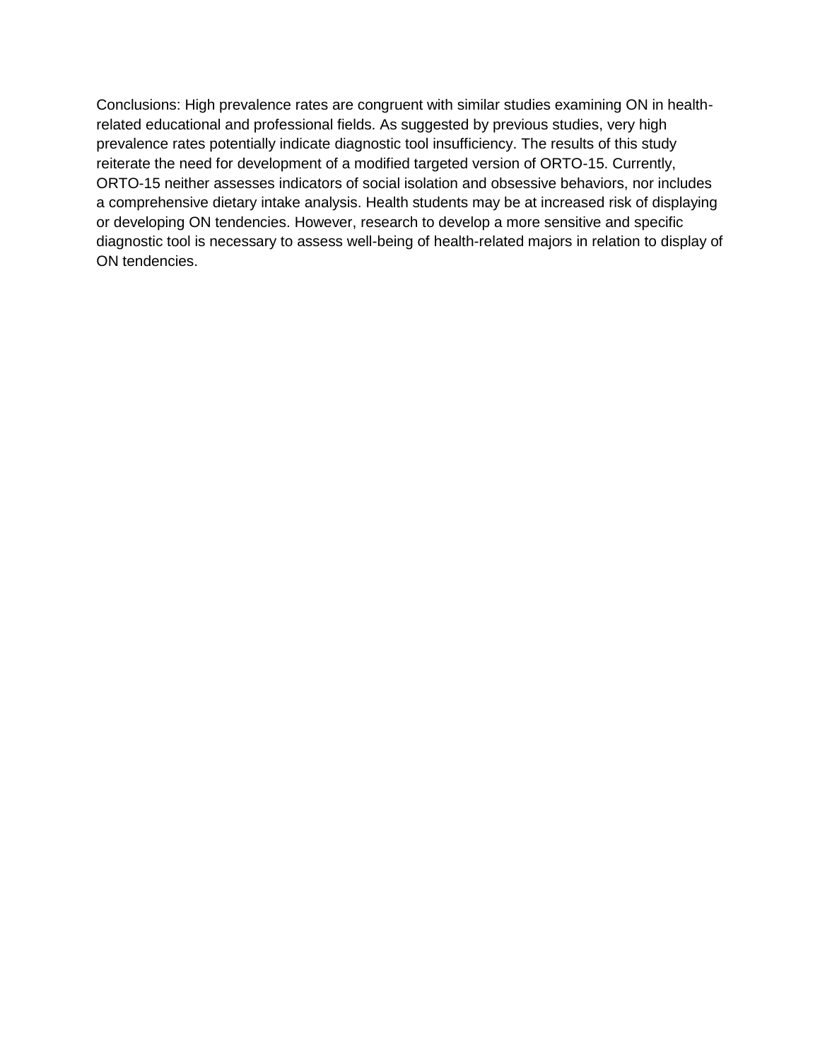Conclusions: High prevalence rates are congruent with similar studies examining ON in health-related educational and professional fields. As suggested by previous studies, very high prevalence rates potentially indicate diagnostic tool insufficiency. The results of this study reiterate the need for development of a modified targeted version of ORTO-15. Currently, ORTO-15 neither assesses indicators of social isolation and obsessive behaviors, nor includes a comprehensive dietary intake analysis. Health students may be at increased risk of displaying or developing ON tendencies. However, research to develop a more sensitive and specific diagnostic tool is necessary to assess well-being of health-related majors in relation to display of ON tendencies.